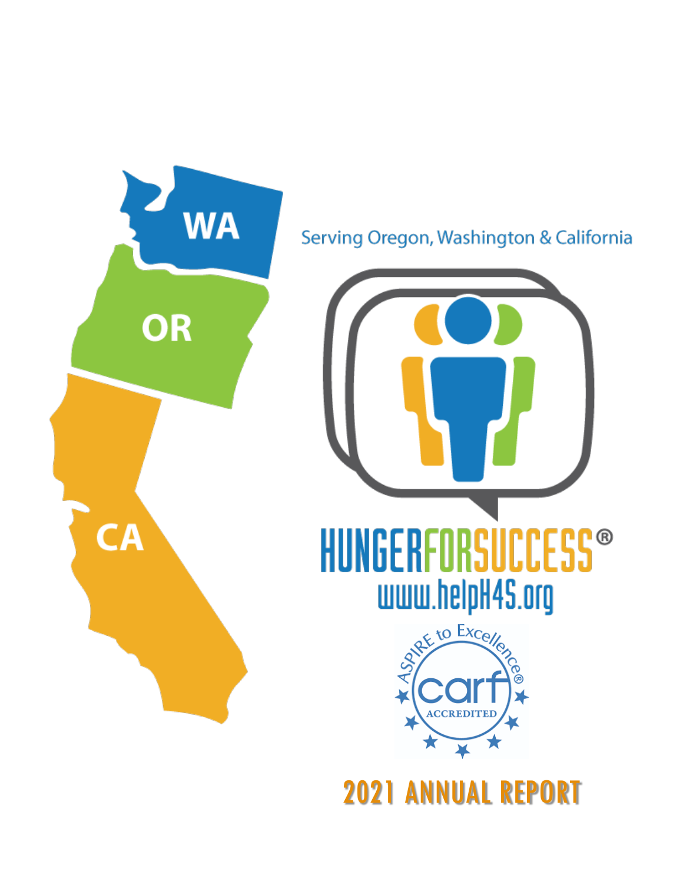WA

OR

CA

Serving Oregon, Washington & California

HUNGERFORSUCCESS®

www.helpH4S.org

ASPIRE to Excellence®

carf

ACCREDITED

# 2021 ANNUAL REPORT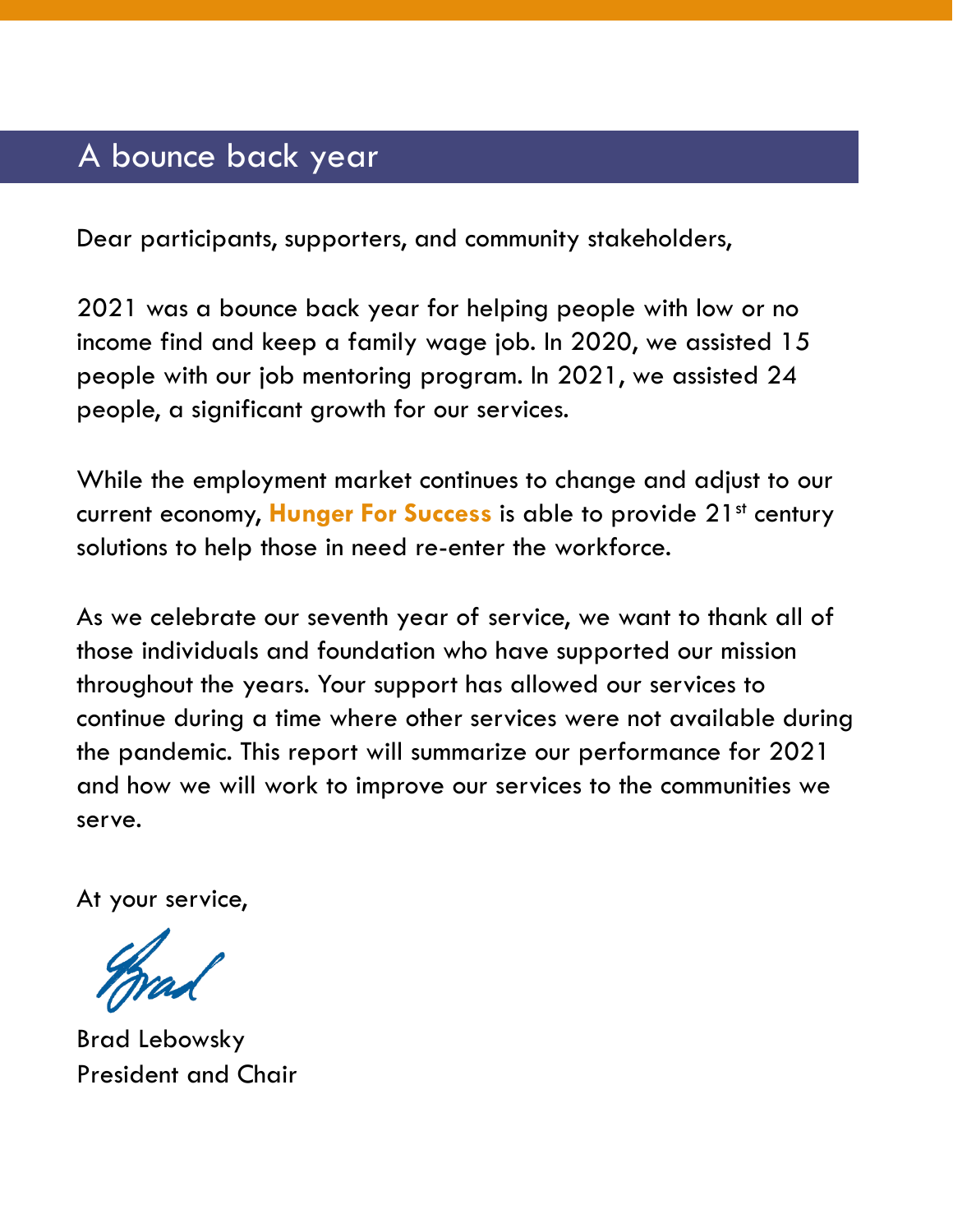## A bounce back year

Dear participants, supporters, and community stakeholders,

2021 was a bounce back year for helping people with low or no income find and keep a family wage job. In 2020, we assisted 15 people with our job mentoring program. In 2021, we assisted 24 people, a significant growth for our services.

While the employment market continues to change and adjust to our current economy, **Hunger For Success** is able to provide 21st century solutions to help those in need re-enter the workforce.

As we celebrate our seventh year of service, we want to thank all of those individuals and foundation who have supported our mission throughout the years. Your support has allowed our services to continue during a time where other services were not available during the pandemic. This report will summarize our performance for 2021 and how we will work to improve our services to the communities we serve.

At your service,

Brad Lebowsky
President and Chair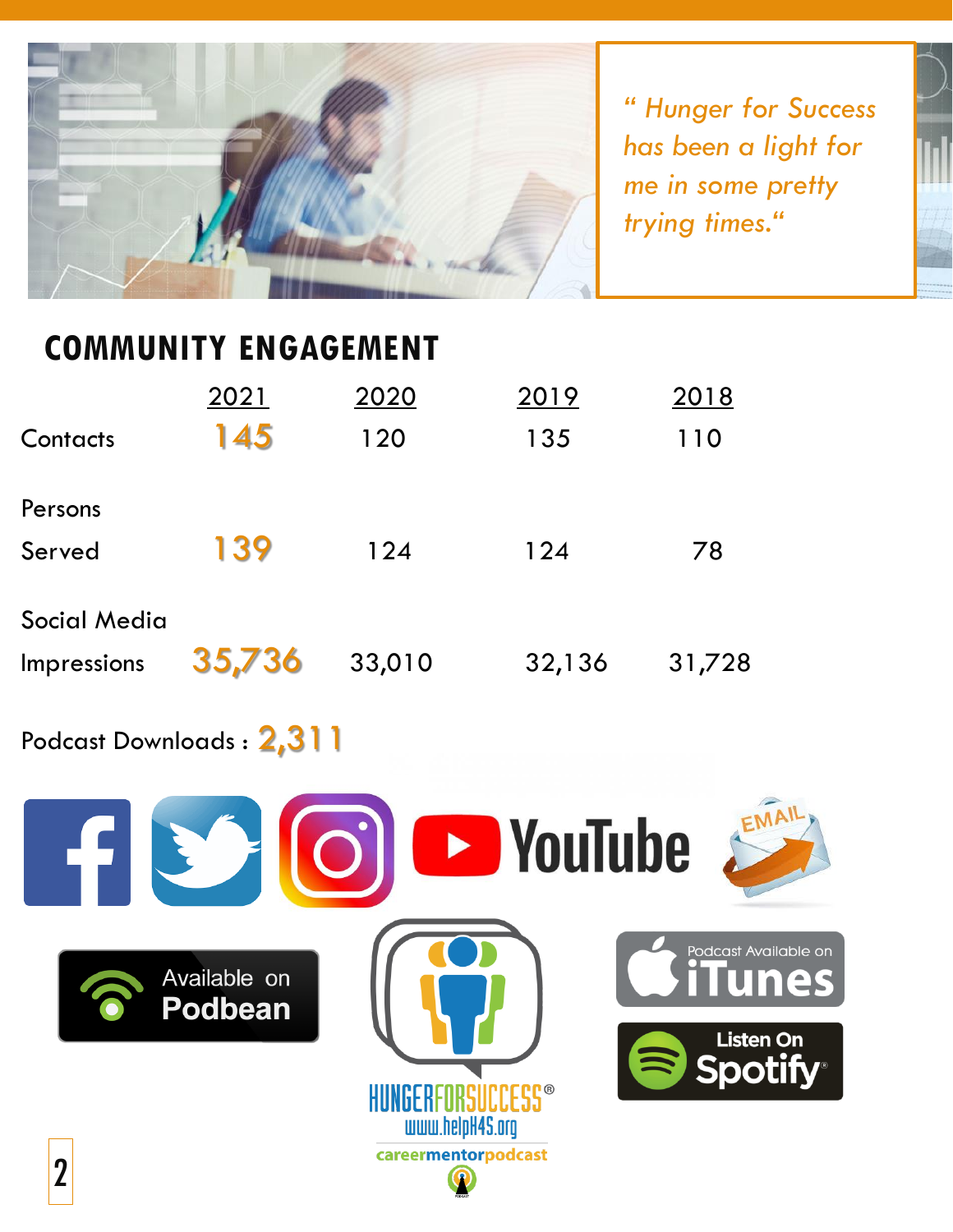*" Hunger for Success has been a light for me in some pretty trying times."*

## COMMUNITY ENGAGEMENT

| | 2021 | 2020 | 2019 | 2018 |
|---|---|---|---|---|
| Contacts | 145 | 120 | 135 | 110 |
| Persons Served | 139 | 124 | 124 | 78 |
| Social Media Impressions | 35,736 | 33,010 | 32,136 | 31,728 |

Podcast Downloads : 2,311

YouTube

EMAIL

Available on Podbean

Podcast Available on iTunes

Listen On Spotify

HUNGERFORSUCCESS®
www.helpH4S.org
careermentorpodcast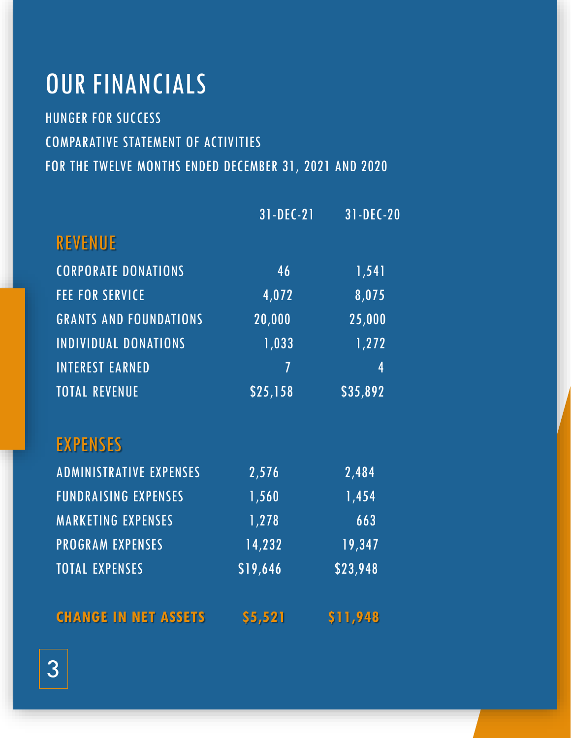# OUR FINANCIALS

HUNGER FOR SUCCESS

COMPARATIVE STATEMENT OF ACTIVITIES

FOR THE TWELVE MONTHS ENDED DECEMBER 31, 2021 AND 2020

| | 31-DEC-21 | 31-DEC-20 |
|---|---|---|
| **REVENUE** | | |
| CORPORATE DONATIONS | 46 | 1,541 |
| FEE FOR SERVICE | 4,072 | 8,075 |
| GRANTS AND FOUNDATIONS | 20,000 | 25,000 |
| INDIVIDUAL DONATIONS | 1,033 | 1,272 |
| INTEREST EARNED | 7 | 4 |
| TOTAL REVENUE | $25,158 | $35,892 |
| **EXPENSES** | | |
| ADMINISTRATIVE EXPENSES | 2,576 | 2,484 |
| FUNDRAISING EXPENSES | 1,560 | 1,454 |
| MARKETING EXPENSES | 1,278 | 663 |
| PROGRAM EXPENSES | 14,232 | 19,347 |
| TOTAL EXPENSES | $19,646 | $23,948 |
| **CHANGE IN NET ASSETS** | **$5,521** | **$11,948** |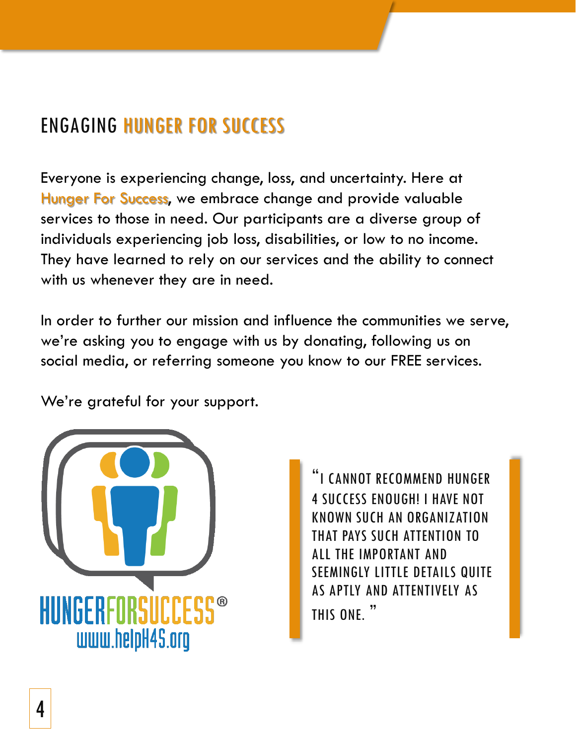## ENGAGING HUNGER FOR SUCCESS

Everyone is experiencing change, loss, and uncertainty. Here at Hunger For Success, we embrace change and provide valuable services to those in need. Our participants are a diverse group of individuals experiencing job loss, disabilities, or low to no income. They have learned to rely on our services and the ability to connect with us whenever they are in need.

In order to further our mission and influence the communities we serve, we're asking you to engage with us by donating, following us on social media, or referring someone you know to our FREE services.

We're grateful for your support.

HUNGERFORSUCCESS®
www.helpH4S.org

> "I CANNOT RECOMMEND HUNGER 4 SUCCESS ENOUGH! I HAVE NOT KNOWN SUCH AN ORGANIZATION THAT PAYS SUCH ATTENTION TO ALL THE IMPORTANT AND SEEMINGLY LITTLE DETAILS QUITE AS APTLY AND ATTENTIVELY AS THIS ONE."